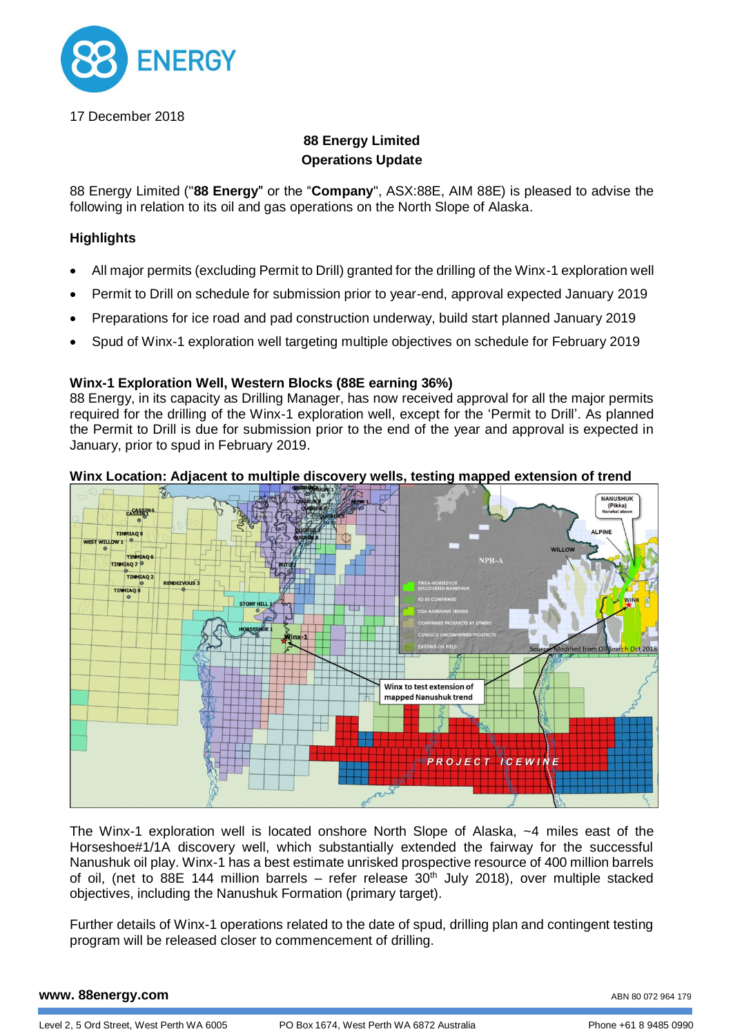17 December 2018

**88 Energy Limited**
**Operations Update**

88 Energy Limited ("**88 Energy**" or the "**Company**", ASX:88E, AIM 88E) is pleased to advise the following in relation to its oil and gas operations on the North Slope of Alaska.

## Highlights

- All major permits (excluding Permit to Drill) granted for the drilling of the Winx-1 exploration well
- Permit to Drill on schedule for submission prior to year-end, approval expected January 2019
- Preparations for ice road and pad construction underway, build start planned January 2019
- Spud of Winx-1 exploration well targeting multiple objectives on schedule for February 2019

### Winx-1 Exploration Well, Western Blocks (88E earning 36%)

88 Energy, in its capacity as Drilling Manager, has now received approval for all the major permits required for the drilling of the Winx-1 exploration well, except for the 'Permit to Drill'. As planned the Permit to Drill is due for submission prior to the end of the year and approval is expected in January, prior to spud in February 2019.

**Winx Location: Adjacent to multiple discovery wells, testing mapped extension of trend**

The Winx-1 exploration well is located onshore North Slope of Alaska, ~4 miles east of the Horseshoe#1/1A discovery well, which substantially extended the fairway for the successful Nanushuk oil play. Winx-1 has a best estimate unrisked prospective resource of 400 million barrels of oil, (net to 88E 144 million barrels – refer release 30th July 2018), over multiple stacked objectives, including the Nanushuk Formation (primary target).

Further details of Winx-1 operations related to the date of spud, drilling plan and contingent testing program will be released closer to commencement of drilling.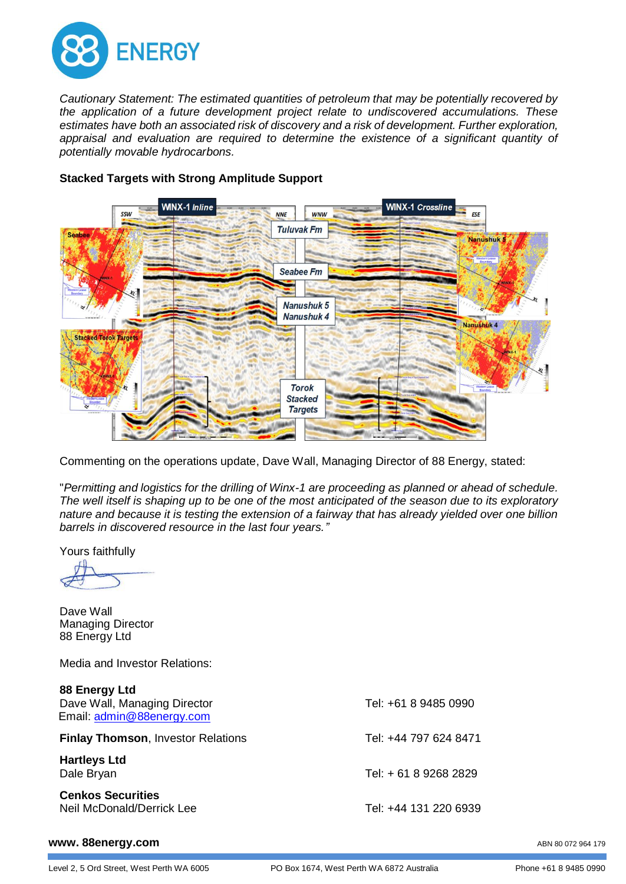*Cautionary Statement: The estimated quantities of petroleum that may be potentially recovered by the application of a future development project relate to undiscovered accumulations. These estimates have both an associated risk of discovery and a risk of development. Further exploration, appraisal and evaluation are required to determine the existence of a significant quantity of potentially movable hydrocarbons.*

**Stacked Targets with Strong Amplitude Support**

WINX-1 Inline

SSW

NNE

WNW

WINX-1 Crossline

ESE

Tuluvak Fm

Seabee Fm

Nanushuk 5

Nanushuk 4

Torok Stacked Targets

Seabee

Stacked Torok Targets

Nanushuk 5

Nanushuk 4

Commenting on the operations update, Dave Wall, Managing Director of 88 Energy, stated:

"*Permitting and logistics for the drilling of Winx-1 are proceeding as planned or ahead of schedule. The well itself is shaping up to be one of the most anticipated of the season due to its exploratory nature and because it is testing the extension of a fairway that has already yielded over one billion barrels in discovered resource in the last four years.*"

Yours faithfully

Dave Wall
Managing Director
88 Energy Ltd

Media and Investor Relations:

| | |
|---|---|
| **88 Energy Ltd**<br>Dave Wall, Managing Director<br>Email: admin@88energy.com | Tel: +61 8 9485 0990 |
| **Finlay Thomson**, Investor Relations | Tel: +44 797 624 8471 |
| **Hartleys Ltd**<br>Dale Bryan | Tel: + 61 8 9268 2829 |
| **Cenkos Securities**<br>Neil McDonald/Derrick Lee | Tel: +44 131 220 6939 |